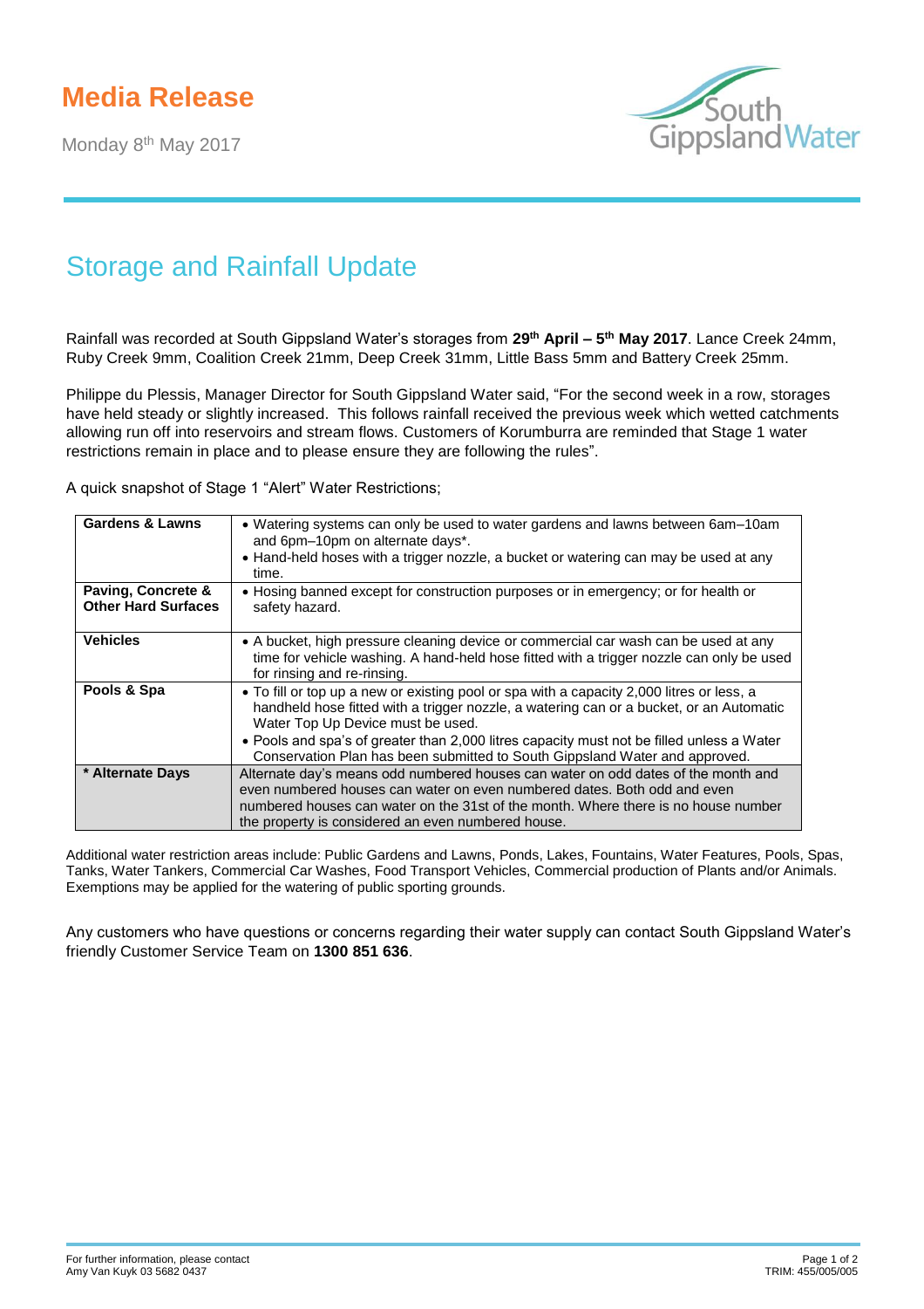# Media Release

Monday 8th May 2017

South Gippsland Water

## Storage and Rainfall Update

Rainfall was recorded at South Gippsland Water's storages from **29th April – 5th May 2017**. Lance Creek 24mm, Ruby Creek 9mm, Coalition Creek 21mm, Deep Creek 31mm, Little Bass 5mm and Battery Creek 25mm.

Philippe du Plessis, Manager Director for South Gippsland Water said, "For the second week in a row, storages have held steady or slightly increased. This follows rainfall received the previous week which wetted catchments allowing run off into reservoirs and stream flows. Customers of Korumburra are reminded that Stage 1 water restrictions remain in place and to please ensure they are following the rules".

A quick snapshot of Stage 1 "Alert" Water Restrictions;

| | |
|---|---|
| **Gardens & Lawns** | • Watering systems can only be used to water gardens and lawns between 6am–10am and 6pm–10pm on alternate days*.<br>• Hand-held hoses with a trigger nozzle, a bucket or watering can may be used at any time. |
| **Paving, Concrete & Other Hard Surfaces** | • Hosing banned except for construction purposes or in emergency; or for health or safety hazard. |
| **Vehicles** | • A bucket, high pressure cleaning device or commercial car wash can be used at any time for vehicle washing. A hand-held hose fitted with a trigger nozzle can only be used for rinsing and re-rinsing. |
| **Pools & Spa** | • To fill or top up a new or existing pool or spa with a capacity 2,000 litres or less, a handheld hose fitted with a trigger nozzle, a watering can or a bucket, or an Automatic Water Top Up Device must be used.<br>• Pools and spa's of greater than 2,000 litres capacity must not be filled unless a Water Conservation Plan has been submitted to South Gippsland Water and approved. |
| **\* Alternate Days** | Alternate day's means odd numbered houses can water on odd dates of the month and even numbered houses can water on even numbered dates. Both odd and even numbered houses can water on the 31st of the month. Where there is no house number the property is considered an even numbered house. |

Additional water restriction areas include: Public Gardens and Lawns, Ponds, Lakes, Fountains, Water Features, Pools, Spas, Tanks, Water Tankers, Commercial Car Washes, Food Transport Vehicles, Commercial production of Plants and/or Animals. Exemptions may be applied for the watering of public sporting grounds.

Any customers who have questions or concerns regarding their water supply can contact South Gippsland Water's friendly Customer Service Team on **1300 851 636**.

For further information, please contact
Amy Van Kuyk 03 5682 0437

TRIM: 455/005/005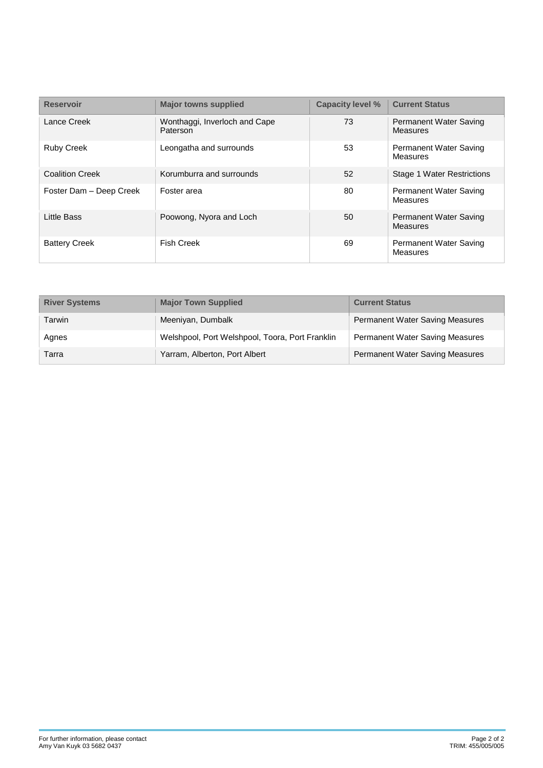| Reservoir | Major towns supplied | Capacity level % | Current Status |
| --- | --- | --- | --- |
| Lance Creek | Wonthaggi, Inverloch and Cape Paterson | 73 | Permanent Water Saving Measures |
| Ruby Creek | Leongatha and surrounds | 53 | Permanent Water Saving Measures |
| Coalition Creek | Korumburra and surrounds | 52 | Stage 1 Water Restrictions |
| Foster Dam – Deep Creek | Foster area | 80 | Permanent Water Saving Measures |
| Little Bass | Poowong, Nyora and Loch | 50 | Permanent Water Saving Measures |
| Battery Creek | Fish Creek | 69 | Permanent Water Saving Measures |

| River Systems | Major Town Supplied | Current Status |
| --- | --- | --- |
| Tarwin | Meeniyan, Dumbalk | Permanent Water Saving Measures |
| Agnes | Welshpool, Port Welshpool, Toora, Port Franklin | Permanent Water Saving Measures |
| Tarra | Yarram, Alberton, Port Albert | Permanent Water Saving Measures |